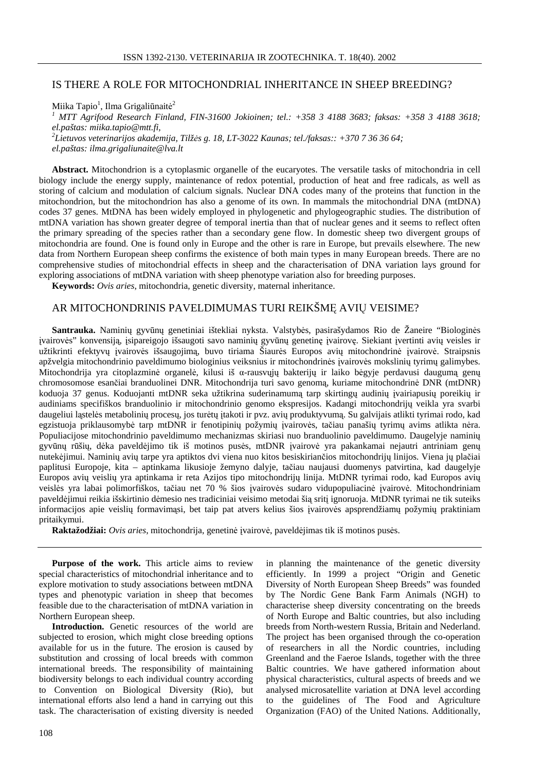# IS THERE A ROLE FOR MITOCHONDRIAL INHERITANCE IN SHEEP BREEDING?

Miika Tapio[1], Ilma Grigaliūnaitė[2]

*[1] MTT Agrifood Research Finland, FIN-31600 Jokioinen; tel.: +358 3 4188 3683; faksas: +358 3 4188 3618; el.paštas: miika.tapio@mtt.fi,*

*[2]Lietuvos veterinarijos akademija, Tilžės g. 18, LT-3022 Kaunas; tel./faksas:: +370 7 36 36 64; el.paštas: ilma.grigaliunaite@lva.lt*

**Abstract.** Mitochondrion is a cytoplasmic organelle of the eucaryotes. The versatile tasks of mitochondria in cell biology include the energy supply, maintenance of redox potential, production of heat and free radicals, as well as storing of calcium and modulation of calcium signals. Nuclear DNA codes many of the proteins that function in the mitochondrion, but the mitochondrion has also a genome of its own. In mammals the mitochondrial DNA (mtDNA) codes 37 genes. MtDNA has been widely employed in phylogenetic and phylogeographic studies. The distribution of mtDNA variation has shown greater degree of temporal inertia than that of nuclear genes and it seems to reflect often the primary spreading of the species rather than a secondary gene flow. In domestic sheep two divergent groups of mitochondria are found. One is found only in Europe and the other is rare in Europe, but prevails elsewhere. The new data from Northern European sheep confirms the existence of both main types in many European breeds. There are no comprehensive studies of mitochondrial effects in sheep and the characterisation of DNA variation lays ground for exploring associations of mtDNA variation with sheep phenotype variation also for breeding purposes.

**Keywords:** *Ovis aries*, mitochondria, genetic diversity, maternal inheritance.

# AR MITOCHONDRINIS PAVELDIMUMAS TURI REIKŠMĘ AVIŲ VEISIME?

**Santrauka.** Naminių gyvūnų genetiniai ištekliai nyksta. Valstybės, pasirašydamos Rio de Žaneire "Biologinės įvairovės" konvensiją, įsipareigojo išsaugoti savo naminių gyvūnų genetinę įvairovę. Siekiant įvertinti avių veisles ir užtikrinti efektyvų įvairovės išsaugojimą, buvo tiriama Šiaurės Europos avių mitochondrinė įvairovė. Straipsnis apžvelgia mitochondrinio paveldimumo biologinius veiksnius ir mitochondrinės įvairovės mokslinių tyrimų galimybes. Mitochondrija yra citoplazminė organelė, kilusi iš α-rausvųjų bakterijų ir laiko bėgyje perdavusi daugumą genų chromosomose esančiai branduolinei DNR. Mitochondrija turi savo genomą, kuriame mitochondrinė DNR (mtDNR) koduoja 37 genus. Koduojanti mtDNR seka užtikrina suderinamumą tarp skirtingų audinių įvairiapusių poreikių ir audiniams specifiškos branduolinio ir mitochondrinio genomo ekspresijos. Kadangi mitochondrijų veikla yra svarbi daugeliui ląstelės metabolinių procesų, jos turėtų įtakoti ir pvz. avių produktyvumą. Su galvijais atlikti tyrimai rodo, kad egzistuoja priklausomybė tarp mtDNR ir fenotipinių požymių įvairovės, tačiau panašių tyrimų avims atlikta nėra. Populiacijose mitochondrinio paveldimumo mechanizmas skiriasi nuo branduolinio paveldimumo. Daugelyje naminių gyvūnų rūšių, dėka paveldėjimo tik iš motinos pusės, mtDNR įvairovė yra pakankamai nejautri antriniam genų nutekėjimui. Naminių avių tarpe yra aptiktos dvi viena nuo kitos besiskiriančios mitochondrijų linijos. Viena jų plačiai paplitusi Europoje, kita – aptinkama likusioje žemyno dalyje, tačiau naujausi duomenys patvirtina, kad daugelyje Europos avių veislių yra aptinkama ir reta Azijos tipo mitochondrijų linija. MtDNR tyrimai rodo, kad Europos avių veislės yra labai polimorfiškos, tačiau net 70 % šios įvairovės sudaro vidupopuliacinė įvairovė. Mitochondriniam paveldėjimui reikia išskirtinio dėmesio nes tradiciniai veisimo metodai šią sritį ignoruoja. MtDNR tyrimai ne tik suteiks informacijos apie veislių formavimąsi, bet taip pat atvers kelius šios įvairovės apsprendžiamų požymių praktiniam pritaikymui.

**Raktažodžiai:** *Ovis aries*, mitochondrija, genetinė įvairovė, paveldėjimas tik iš motinos pusės.

---

**Purpose of the work.** This article aims to review special characteristics of mitochondrial inheritance and to explore motivation to study associations between mtDNA types and phenotypic variation in sheep that becomes feasible due to the characterisation of mtDNA variation in Northern European sheep.

**Introduction.** Genetic resources of the world are subjected to erosion, which might close breeding options available for us in the future. The erosion is caused by substitution and crossing of local breeds with common international breeds. The responsibility of maintaining biodiversity belongs to each individual country according to Convention on Biological Diversity (Rio), but international efforts also lend a hand in carrying out this task. The characterisation of existing diversity is needed in planning the maintenance of the genetic diversity efficiently. In 1999 a project "Origin and Genetic Diversity of North European Sheep Breeds" was founded by The Nordic Gene Bank Farm Animals (NGH) to characterise sheep diversity concentrating on the breeds of North Europe and Baltic countries, but also including breeds from North-western Russia, Britain and Nederland. The project has been organised through the co-operation of researchers in all the Nordic countries, including Greenland and the Faeroe Islands, together with the three Baltic countries. We have gathered information about physical characteristics, cultural aspects of breeds and we analysed microsatellite variation at DNA level according to the guidelines of The Food and Agriculture Organization (FAO) of the United Nations. Additionally,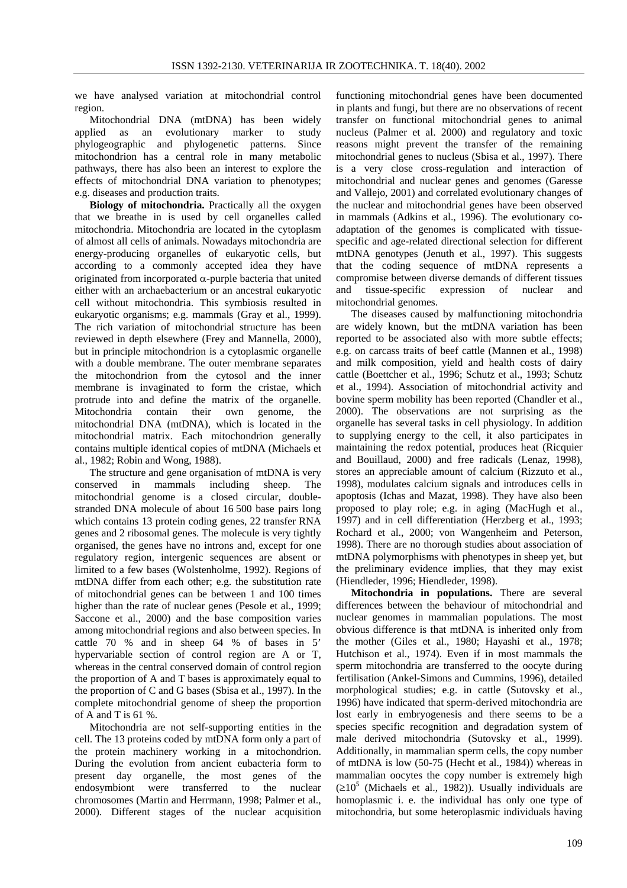we have analysed variation at mitochondrial control region.

Mitochondrial DNA (mtDNA) has been widely applied as an evolutionary marker to study phylogeographic and phylogenetic patterns. Since mitochondrion has a central role in many metabolic pathways, there has also been an interest to explore the effects of mitochondrial DNA variation to phenotypes; e.g. diseases and production traits.

**Biology of mitochondria.** Practically all the oxygen that we breathe in is used by cell organelles called mitochondria. Mitochondria are located in the cytoplasm of almost all cells of animals. Nowadays mitochondria are energy-producing organelles of eukaryotic cells, but according to a commonly accepted idea they have originated from incorporated $\alpha$-purple bacteria that united either with an archaebacterium or an ancestral eukaryotic cell without mitochondria. This symbiosis resulted in eukaryotic organisms; e.g. mammals (Gray et al., 1999). The rich variation of mitochondrial structure has been reviewed in depth elsewhere (Frey and Mannella, 2000), but in principle mitochondrion is a cytoplasmic organelle with a double membrane. The outer membrane separates the mitochondrion from the cytosol and the inner membrane is invaginated to form the cristae, which protrude into and define the matrix of the organelle. Mitochondria contain their own genome, the mitochondrial DNA (mtDNA), which is located in the mitochondrial matrix. Each mitochondrion generally contains multiple identical copies of mtDNA (Michaels et al., 1982; Robin and Wong, 1988).

The structure and gene organisation of mtDNA is very conserved in mammals including sheep. The mitochondrial genome is a closed circular, double-stranded DNA molecule of about 16 500 base pairs long which contains 13 protein coding genes, 22 transfer RNA genes and 2 ribosomal genes. The molecule is very tightly organised, the genes have no introns and, except for one regulatory region, intergenic sequences are absent or limited to a few bases (Wolstenholme, 1992). Regions of mtDNA differ from each other; e.g. the substitution rate of mitochondrial genes can be between 1 and 100 times higher than the rate of nuclear genes (Pesole et al., 1999; Saccone et al., 2000) and the base composition varies among mitochondrial regions and also between species. In cattle 70 % and in sheep 64 % of bases in 5' hypervariable section of control region are A or T, whereas in the central conserved domain of control region the proportion of A and T bases is approximately equal to the proportion of C and G bases (Sbisa et al., 1997). In the complete mitochondrial genome of sheep the proportion of A and T is 61 %.

Mitochondria are not self-supporting entities in the cell. The 13 proteins coded by mtDNA form only a part of the protein machinery working in a mitochondrion. During the evolution from ancient eubacteria form to present day organelle, the most genes of the endosymbiont were transferred to the nuclear chromosomes (Martin and Herrmann, 1998; Palmer et al., 2000). Different stages of the nuclear acquisition functioning mitochondrial genes have been documented in plants and fungi, but there are no observations of recent transfer on functional mitochondrial genes to animal nucleus (Palmer et al. 2000) and regulatory and toxic reasons might prevent the transfer of the remaining mitochondrial genes to nucleus (Sbisa et al., 1997). There is a very close cross-regulation and interaction of mitochondrial and nuclear genes and genomes (Garesse and Vallejo, 2001) and correlated evolutionary changes of the nuclear and mitochondrial genes have been observed in mammals (Adkins et al., 1996). The evolutionary co-adaptation of the genomes is complicated with tissue-specific and age-related directional selection for different mtDNA genotypes (Jenuth et al., 1997). This suggests that the coding sequence of mtDNA represents a compromise between diverse demands of different tissues and tissue-specific expression of nuclear and mitochondrial genomes.

The diseases caused by malfunctioning mitochondria are widely known, but the mtDNA variation has been reported to be associated also with more subtle effects; e.g. on carcass traits of beef cattle (Mannen et al., 1998) and milk composition, yield and health costs of dairy cattle (Boettcher et al., 1996; Schutz et al., 1993; Schutz et al., 1994). Association of mitochondrial activity and bovine sperm mobility has been reported (Chandler et al., 2000). The observations are not surprising as the organelle has several tasks in cell physiology. In addition to supplying energy to the cell, it also participates in maintaining the redox potential, produces heat (Ricquier and Bouillaud, 2000) and free radicals (Lenaz, 1998), stores an appreciable amount of calcium (Rizzuto et al., 1998), modulates calcium signals and introduces cells in apoptosis (Ichas and Mazat, 1998). They have also been proposed to play role; e.g. in aging (MacHugh et al., 1997) and in cell differentiation (Herzberg et al., 1993; Rochard et al., 2000; von Wangenheim and Peterson, 1998). There are no thorough studies about association of mtDNA polymorphisms with phenotypes in sheep yet, but the preliminary evidence implies, that they may exist (Hiendleder, 1996; Hiendleder, 1998).

**Mitochondria in populations.** There are several differences between the behaviour of mitochondrial and nuclear genomes in mammalian populations. The most obvious difference is that mtDNA is inherited only from the mother (Giles et al., 1980; Hayashi et al., 1978; Hutchison et al., 1974). Even if in most mammals the sperm mitochondria are transferred to the oocyte during fertilisation (Ankel-Simons and Cummins, 1996), detailed morphological studies; e.g. in cattle (Sutovsky et al., 1996) have indicated that sperm-derived mitochondria are lost early in embryogenesis and there seems to be a species specific recognition and degradation system of male derived mitochondria (Sutovsky et al., 1999). Additionally, in mammalian sperm cells, the copy number of mtDNA is low (50-75 (Hecht et al., 1984)) whereas in mammalian oocytes the copy number is extremely high ($\geq 10^5$ (Michaels et al., 1982)). Usually individuals are homoplasmic i. e. the individual has only one type of mitochondria, but some heteroplasmic individuals having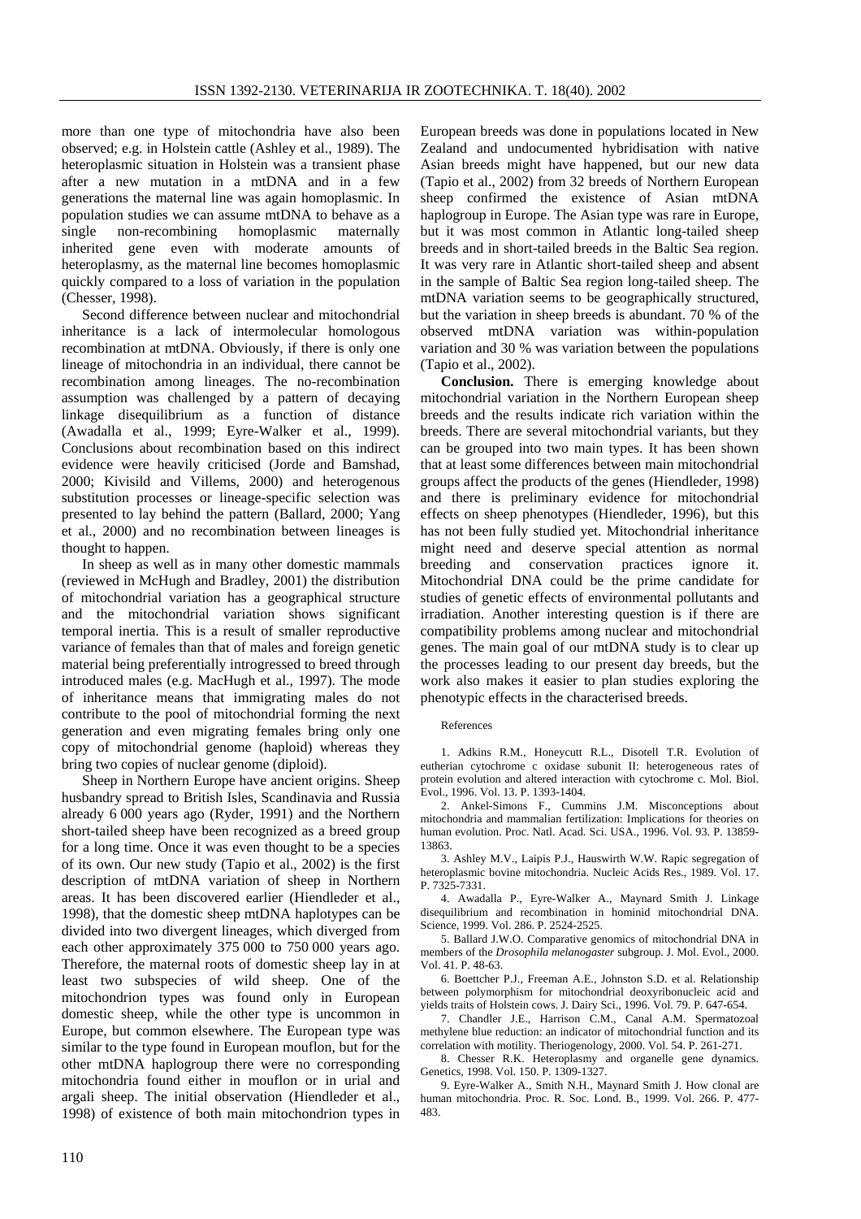more than one type of mitochondria have also been observed; e.g. in Holstein cattle (Ashley et al., 1989). The heteroplasmic situation in Holstein was a transient phase after a new mutation in a mtDNA and in a few generations the maternal line was again homoplasmic. In population studies we can assume mtDNA to behave as a single non-recombining homoplasmic maternally inherited gene even with moderate amounts of heteroplasmy, as the maternal line becomes homoplasmic quickly compared to a loss of variation in the population (Chesser, 1998).

Second difference between nuclear and mitochondrial inheritance is a lack of intermolecular homologous recombination at mtDNA. Obviously, if there is only one lineage of mitochondria in an individual, there cannot be recombination among lineages. The no-recombination assumption was challenged by a pattern of decaying linkage disequilibrium as a function of distance (Awadalla et al., 1999; Eyre-Walker et al., 1999). Conclusions about recombination based on this indirect evidence were heavily criticised (Jorde and Bamshad, 2000; Kivisild and Villems, 2000) and heterogenous substitution processes or lineage-specific selection was presented to lay behind the pattern (Ballard, 2000; Yang et al., 2000) and no recombination between lineages is thought to happen.

In sheep as well as in many other domestic mammals (reviewed in McHugh and Bradley, 2001) the distribution of mitochondrial variation has a geographical structure and the mitochondrial variation shows significant temporal inertia. This is a result of smaller reproductive variance of females than that of males and foreign genetic material being preferentially introgressed to breed through introduced males (e.g. MacHugh et al., 1997). The mode of inheritance means that immigrating males do not contribute to the pool of mitochondrial forming the next generation and even migrating females bring only one copy of mitochondrial genome (haploid) whereas they bring two copies of nuclear genome (diploid).

Sheep in Northern Europe have ancient origins. Sheep husbandry spread to British Isles, Scandinavia and Russia already 6 000 years ago (Ryder, 1991) and the Northern short-tailed sheep have been recognized as a breed group for a long time. Once it was even thought to be a species of its own. Our new study (Tapio et al., 2002) is the first description of mtDNA variation of sheep in Northern areas. It has been discovered earlier (Hiendleder et al., 1998), that the domestic sheep mtDNA haplotypes can be divided into two divergent lineages, which diverged from each other approximately 375 000 to 750 000 years ago. Therefore, the maternal roots of domestic sheep lay in at least two subspecies of wild sheep. One of the mitochondrion types was found only in European domestic sheep, while the other type is uncommon in Europe, but common elsewhere. The European type was similar to the type found in European mouflon, but for the other mtDNA haplogroup there were no corresponding mitochondria found either in mouflon or in urial and argali sheep. The initial observation (Hiendleder et al., 1998) of existence of both main mitochondrion types in European breeds was done in populations located in New Zealand and undocumented hybridisation with native Asian breeds might have happened, but our new data (Tapio et al., 2002) from 32 breeds of Northern European sheep confirmed the existence of Asian mtDNA haplogroup in Europe. The Asian type was rare in Europe, but it was most common in Atlantic long-tailed sheep breeds and in short-tailed breeds in the Baltic Sea region. It was very rare in Atlantic short-tailed sheep and absent in the sample of Baltic Sea region long-tailed sheep. The mtDNA variation seems to be geographically structured, but the variation in sheep breeds is abundant. 70 % of the observed mtDNA variation was within-population variation and 30 % was variation between the populations (Tapio et al., 2002).

**Conclusion.** There is emerging knowledge about mitochondrial variation in the Northern European sheep breeds and the results indicate rich variation within the breeds. There are several mitochondrial variants, but they can be grouped into two main types. It has been shown that at least some differences between main mitochondrial groups affect the products of the genes (Hiendleder, 1998) and there is preliminary evidence for mitochondrial effects on sheep phenotypes (Hiendleder, 1996), but this has not been fully studied yet. Mitochondrial inheritance might need and deserve special attention as normal breeding and conservation practices ignore it. Mitochondrial DNA could be the prime candidate for studies of genetic effects of environmental pollutants and irradiation. Another interesting question is if there are compatibility problems among nuclear and mitochondrial genes. The main goal of our mtDNA study is to clear up the processes leading to our present day breeds, but the work also makes it easier to plan studies exploring the phenotypic effects in the characterised breeds.

References

1. Adkins R.M., Honeycutt R.L., Disotell T.R. Evolution of eutherian cytochrome c oxidase subunit II: heterogeneous rates of protein evolution and altered interaction with cytochrome c. Mol. Biol. Evol., 1996. Vol. 13. P. 1393-1404.

2. Ankel-Simons F., Cummins J.M. Misconceptions about mitochondria and mammalian fertilization: Implications for theories on human evolution. Proc. Natl. Acad. Sci. USA., 1996. Vol. 93. P. 13859-13863.

3. Ashley M.V., Laipis P.J., Hauswirth W.W. Rapic segregation of heteroplasmic bovine mitochondria. Nucleic Acids Res., 1989. Vol. 17. P. 7325-7331.

4. Awadalla P., Eyre-Walker A., Maynard Smith J. Linkage disequilibrium and recombination in hominid mitochondrial DNA. Science, 1999. Vol. 286. P. 2524-2525.

5. Ballard J.W.O. Comparative genomics of mitochondrial DNA in members of the *Drosophila melanogaster* subgroup. J. Mol. Evol., 2000. Vol. 41. P. 48-63.

6. Boettcher P.J., Freeman A.E., Johnston S.D. et al. Relationship between polymorphism for mitochondrial deoxyribonucleic acid and yields traits of Holstein cows. J. Dairy Sci., 1996. Vol. 79. P. 647-654.

7. Chandler J.E., Harrison C.M., Canal A.M. Spermatozoal methylene blue reduction: an indicator of mitochondrial function and its correlation with motility. Theriogenology, 2000. Vol. 54. P. 261-271.

8. Chesser R.K. Heteroplasmy and organelle gene dynamics. Genetics, 1998. Vol. 150. P. 1309-1327.

9. Eyre-Walker A., Smith N.H., Maynard Smith J. How clonal are human mitochondria. Proc. R. Soc. Lond. B., 1999. Vol. 266. P. 477-483.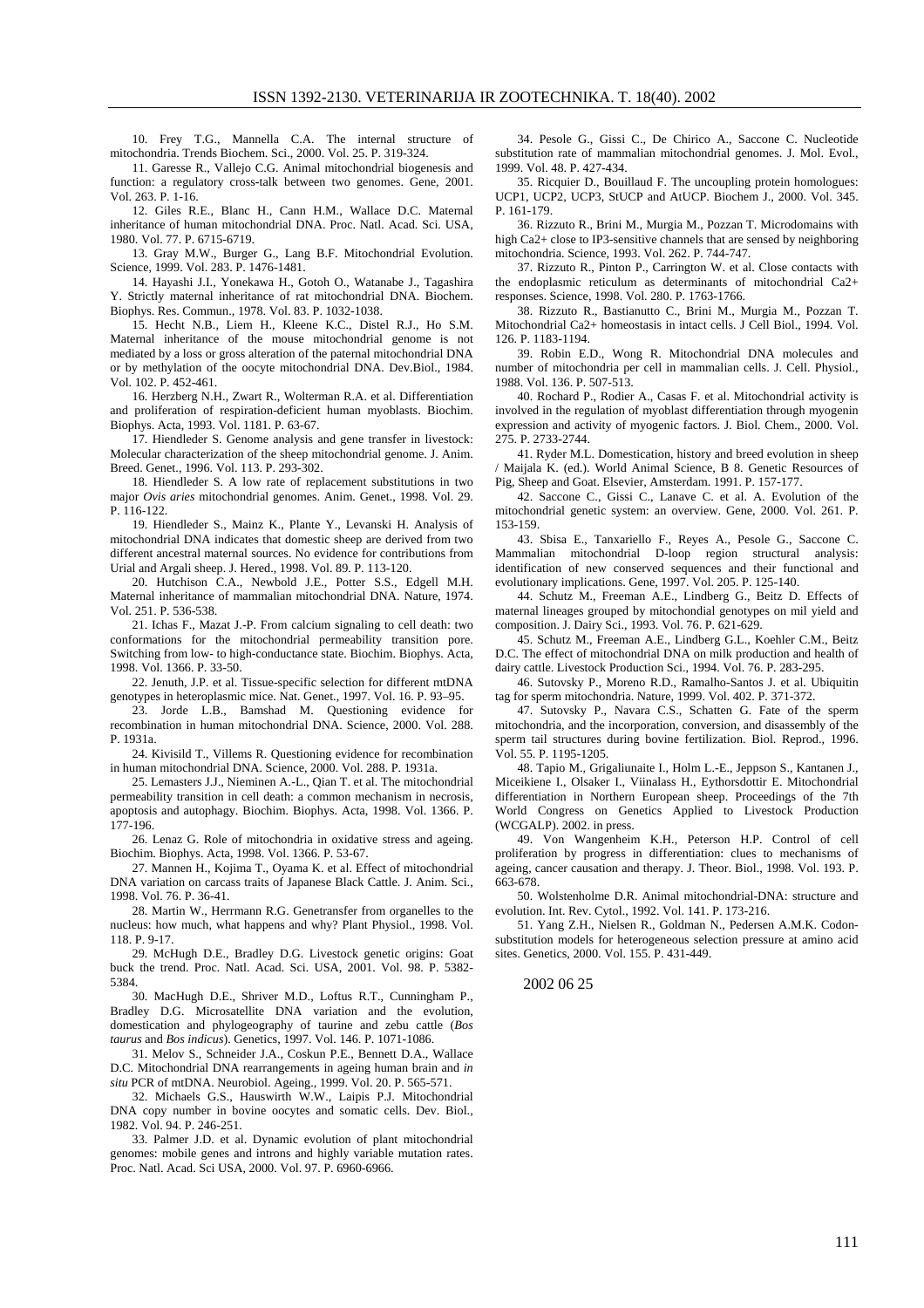10. Frey T.G., Mannella C.A. The internal structure of mitochondria. Trends Biochem. Sci., 2000. Vol. 25. P. 319-324.

11. Garesse R., Vallejo C.G. Animal mitochondrial biogenesis and function: a regulatory cross-talk between two genomes. Gene, 2001. Vol. 263. P. 1-16.

12. Giles R.E., Blanc H., Cann H.M., Wallace D.C. Maternal inheritance of human mitochondrial DNA. Proc. Natl. Acad. Sci. USA, 1980. Vol. 77. P. 6715-6719.

13. Gray M.W., Burger G., Lang B.F. Mitochondrial Evolution. Science, 1999. Vol. 283. P. 1476-1481.

14. Hayashi J.I., Yonekawa H., Gotoh O., Watanabe J., Tagashira Y. Strictly maternal inheritance of rat mitochondrial DNA. Biochem. Biophys. Res. Commun., 1978. Vol. 83. P. 1032-1038.

15. Hecht N.B., Liem H., Kleene K.C., Distel R.J., Ho S.M. Maternal inheritance of the mouse mitochondrial genome is not mediated by a loss or gross alteration of the paternal mitochondrial DNA or by methylation of the oocyte mitochondrial DNA. Dev.Biol., 1984. Vol. 102. P. 452-461.

16. Herzberg N.H., Zwart R., Wolterman R.A. et al. Differentiation and proliferation of respiration-deficient human myoblasts. Biochim. Biophys. Acta, 1993. Vol. 1181. P. 63-67.

17. Hiendleder S. Genome analysis and gene transfer in livestock: Molecular characterization of the sheep mitochondrial genome. J. Anim. Breed. Genet., 1996. Vol. 113. P. 293-302.

18. Hiendleder S. A low rate of replacement substitutions in two major *Ovis aries* mitochondrial genomes. Anim. Genet., 1998. Vol. 29. P. 116-122.

19. Hiendleder S., Mainz K., Plante Y., Levanski H. Analysis of mitochondrial DNA indicates that domestic sheep are derived from two different ancestral maternal sources. No evidence for contributions from Urial and Argali sheep. J. Hered., 1998. Vol. 89. P. 113-120.

20. Hutchison C.A., Newbold J.E., Potter S.S., Edgell M.H. Maternal inheritance of mammalian mitochondrial DNA. Nature, 1974. Vol. 251. P. 536-538.

21. Ichas F., Mazat J.-P. From calcium signaling to cell death: two conformations for the mitochondrial permeability transition pore. Switching from low- to high-conductance state. Biochim. Biophys. Acta, 1998. Vol. 1366. P. 33-50.

22. Jenuth, J.P. et al. Tissue-specific selection for different mtDNA genotypes in heteroplasmic mice. Nat. Genet., 1997. Vol. 16. P. 93–95.

23. Jorde L.B., Bamshad M. Questioning evidence for recombination in human mitochondrial DNA. Science, 2000. Vol. 288. P. 1931a.

24. Kivisild T., Villems R. Questioning evidence for recombination in human mitochondrial DNA. Science, 2000. Vol. 288. P. 1931a.

25. Lemasters J.J., Nieminen A.-L., Qian T. et al. The mitochondrial permeability transition in cell death: a common mechanism in necrosis, apoptosis and autophagy. Biochim. Biophys. Acta, 1998. Vol. 1366. P. 177-196.

26. Lenaz G. Role of mitochondria in oxidative stress and ageing. Biochim. Biophys. Acta, 1998. Vol. 1366. P. 53-67.

27. Mannen H., Kojima T., Oyama K. et al. Effect of mitochondrial DNA variation on carcass traits of Japanese Black Cattle. J. Anim. Sci., 1998. Vol. 76. P. 36-41.

28. Martin W., Herrmann R.G. Genetransfer from organelles to the nucleus: how much, what happens and why? Plant Physiol., 1998. Vol. 118. P. 9-17.

29. McHugh D.E., Bradley D.G. Livestock genetic origins: Goat buck the trend. Proc. Natl. Acad. Sci. USA, 2001. Vol. 98. P. 5382-5384.

30. MacHugh D.E., Shriver M.D., Loftus R.T., Cunningham P., Bradley D.G. Microsatellite DNA variation and the evolution, domestication and phylogeography of taurine and zebu cattle (*Bos taurus* and *Bos indicus*). Genetics, 1997. Vol. 146. P. 1071-1086.

31. Melov S., Schneider J.A., Coskun P.E., Bennett D.A., Wallace D.C. Mitochondrial DNA rearrangements in ageing human brain and *in situ* PCR of mtDNA. Neurobiol. Ageing., 1999. Vol. 20. P. 565-571.

32. Michaels G.S., Hauswirth W.W., Laipis P.J. Mitochondrial DNA copy number in bovine oocytes and somatic cells. Dev. Biol., 1982. Vol. 94. P. 246-251.

33. Palmer J.D. et al. Dynamic evolution of plant mitochondrial genomes: mobile genes and introns and highly variable mutation rates. Proc. Natl. Acad Sci USA, 2000. Vol. 97. P. 6960-6966.

34. Pesole G., Gissi C., De Chirico A., Saccone C. Nucleotide substitution rate of mammalian mitochondrial genomes. J. Mol. Evol., 1999. Vol. 48. P. 427-434.

35. Ricquier D., Bouillaud F. The uncoupling protein homologues: UCP1, UCP2, UCP3, StUCP and AtUCP. Biochem J., 2000. Vol. 345. P. 161-179.

36. Rizzuto R., Brini M., Murgia M., Pozzan T. Microdomains with high Ca2+ close to IP3-sensitive channels that are sensed by neighboring mitochondria. Science, 1993. Vol. 262. P. 744-747.

37. Rizzuto R., Pinton P., Carrington W. et al. Close contacts with the endoplasmic reticulum as determinants of mitochondrial Ca2+ responses. Science, 1998. Vol. 280. P. 1763-1766.

38. Rizzuto R., Bastianutto C., Brini M., Murgia M., Pozzan T. Mitochondrial Ca2+ homeostasis in intact cells. J Cell Biol., 1994. Vol. 126. P. 1183-1194.

39. Robin E.D., Wong R. Mitochondrial DNA molecules and number of mitochondria per cell in mammalian cells. J. Cell. Physiol., 1988. Vol. 136. P. 507-513.

40. Rochard P., Rodier A., Casas F. et al. Mitochondrial activity is involved in the regulation of myoblast differentiation through myogenin expression and activity of myogenic factors. J. Biol. Chem., 2000. Vol. 275. P. 2733-2744.

41. Ryder M.L. Domestication, history and breed evolution in sheep / Maijala K. (ed.). World Animal Science, B 8. Genetic Resources of Pig, Sheep and Goat. Elsevier, Amsterdam. 1991. P. 157-177.

42. Saccone C., Gissi C., Lanave C. et al. A. Evolution of the mitochondrial genetic system: an overview. Gene, 2000. Vol. 261. P. 153-159.

43. Sbisa E., Tanxariello F., Reyes A., Pesole G., Saccone C. Mammalian mitochondrial D-loop region structural analysis: identification of new conserved sequences and their functional and evolutionary implications. Gene, 1997. Vol. 205. P. 125-140.

44. Schutz M., Freeman A.E., Lindberg G., Beitz D. Effects of maternal lineages grouped by mitochondrial genotypes on mil yield and composition. J. Dairy Sci., 1993. Vol. 76. P. 621-629.

45. Schutz M., Freeman A.E., Lindberg G.L., Koehler C.M., Beitz D.C. The effect of mitochondrial DNA on milk production and health of dairy cattle. Livestock Production Sci., 1994. Vol. 76. P. 283-295.

46. Sutovsky P., Moreno R.D., Ramalho-Santos J. et al. Ubiquitin tag for sperm mitochondria. Nature, 1999. Vol. 402. P. 371-372.

47. Sutovsky P., Navara C.S., Schatten G. Fate of the sperm mitochondria, and the incorporation, conversion, and disassembly of the sperm tail structures during bovine fertilization. Biol. Reprod., 1996. Vol. 55. P. 1195-1205.

48. Tapio M., Grigaliunaite I., Holm L.-E., Jeppson S., Kantanen J., Miceikiene I., Olsaker I., Viinalass H., Eythorsdottir E. Mitochondrial differentiation in Northern European sheep. Proceedings of the 7th World Congress on Genetics Applied to Livestock Production (WCGALP). 2002. in press.

49. Von Wangenheim K.H., Peterson H.P. Control of cell proliferation by progress in differentiation: clues to mechanisms of ageing, cancer causation and therapy. J. Theor. Biol., 1998. Vol. 193. P. 663-678.

50. Wolstenholme D.R. Animal mitochondrial-DNA: structure and evolution. Int. Rev. Cytol., 1992. Vol. 141. P. 173-216.

51. Yang Z.H., Nielsen R., Goldman N., Pedersen A.M.K. Codon-substitution models for heterogeneous selection pressure at amino acid sites. Genetics, 2000. Vol. 155. P. 431-449.

2002 06 25